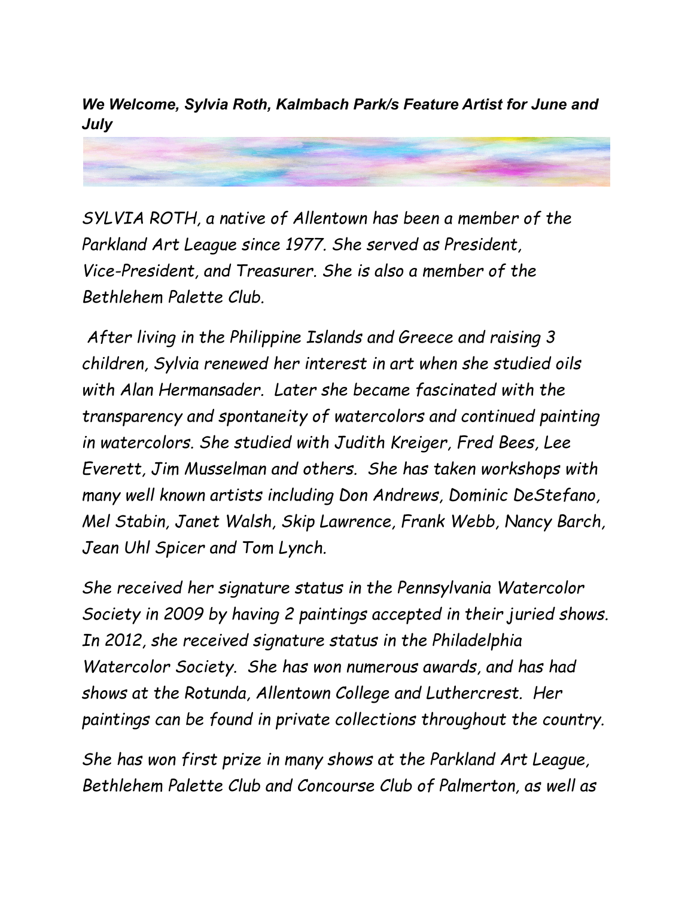***We Welcome, Sylvia Roth, Kalmbach Park/s Feature Artist for June and July***

*SYLVIA ROTH, a native of Allentown has been a member of the Parkland Art League since 1977. She served as President, Vice-President, and Treasurer. She is also a member of the Bethlehem Palette Club.*

*After living in the Philippine Islands and Greece and raising 3 children, Sylvia renewed her interest in art when she studied oils with Alan Hermansader. Later she became fascinated with the transparency and spontaneity of watercolors and continued painting in watercolors. She studied with Judith Kreiger, Fred Bees, Lee Everett, Jim Musselman and others. She has taken workshops with many well known artists including Don Andrews, Dominic DeStefano, Mel Stabin, Janet Walsh, Skip Lawrence, Frank Webb, Nancy Barch, Jean Uhl Spicer and Tom Lynch.*

*She received her signature status in the Pennsylvania Watercolor Society in 2009 by having 2 paintings accepted in their juried shows. In 2012, she received signature status in the Philadelphia Watercolor Society. She has won numerous awards, and has had shows at the Rotunda, Allentown College and Luthercrest. Her paintings can be found in private collections throughout the country.*

*She has won first prize in many shows at the Parkland Art League, Bethlehem Palette Club and Concourse Club of Palmerton, as well as*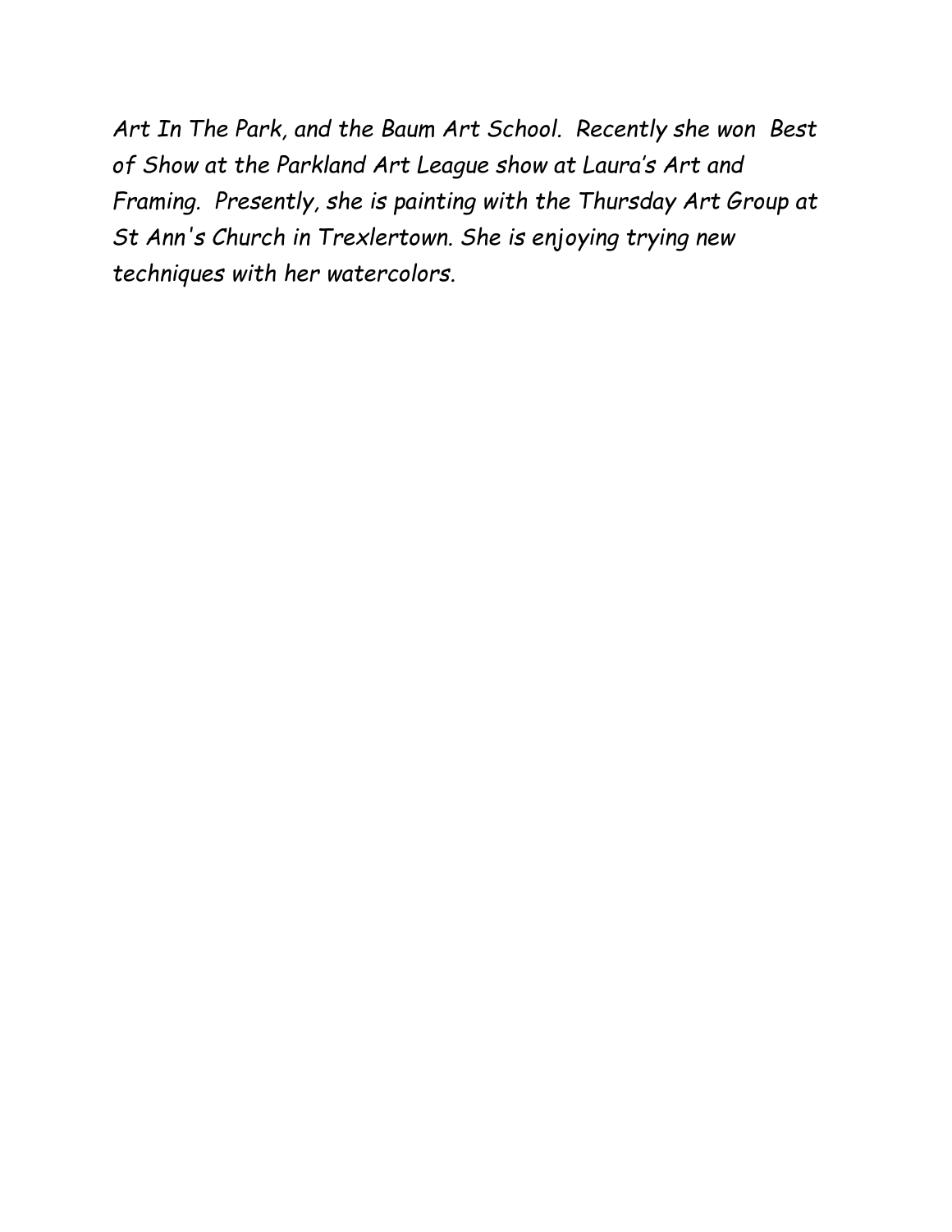*Art In The Park, and the Baum Art School. Recently she won Best of Show at the Parkland Art League show at Laura's Art and Framing. Presently, she is painting with the Thursday Art Group at St Ann's Church in Trexlertown. She is enjoying trying new techniques with her watercolors.*